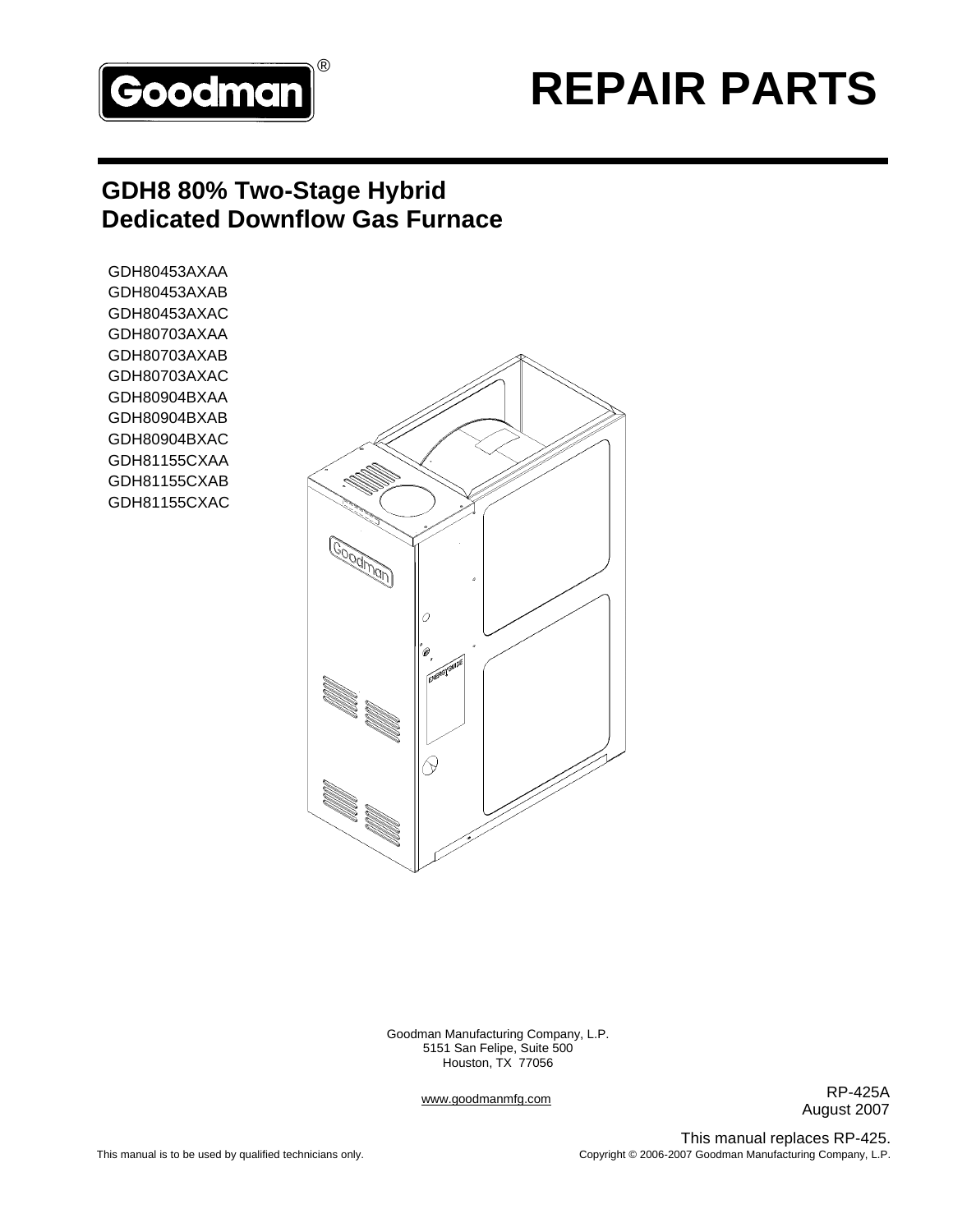Goodman®

# REPAIR PARTS

## GDH8 80% Two-Stage Hybrid Dedicated Downflow Gas Furnace

GDH80453AXAA
GDH80453AXAB
GDH80453AXAC
GDH80703AXAA
GDH80703AXAB
GDH80703AXAC
GDH80904BXAA
GDH80904BXAB
GDH80904BXAC
GDH81155CXAA
GDH81155CXAB
GDH81155CXAC

Goodman Manufacturing Company, L.P.
5151 San Felipe, Suite 500
Houston, TX 77056

www.goodmanmfg.com

RP-425A
August 2007

This manual replaces RP-425.

This manual is to be used by qualified technicians only.

Copyright © 2006-2007 Goodman Manufacturing Company, L.P.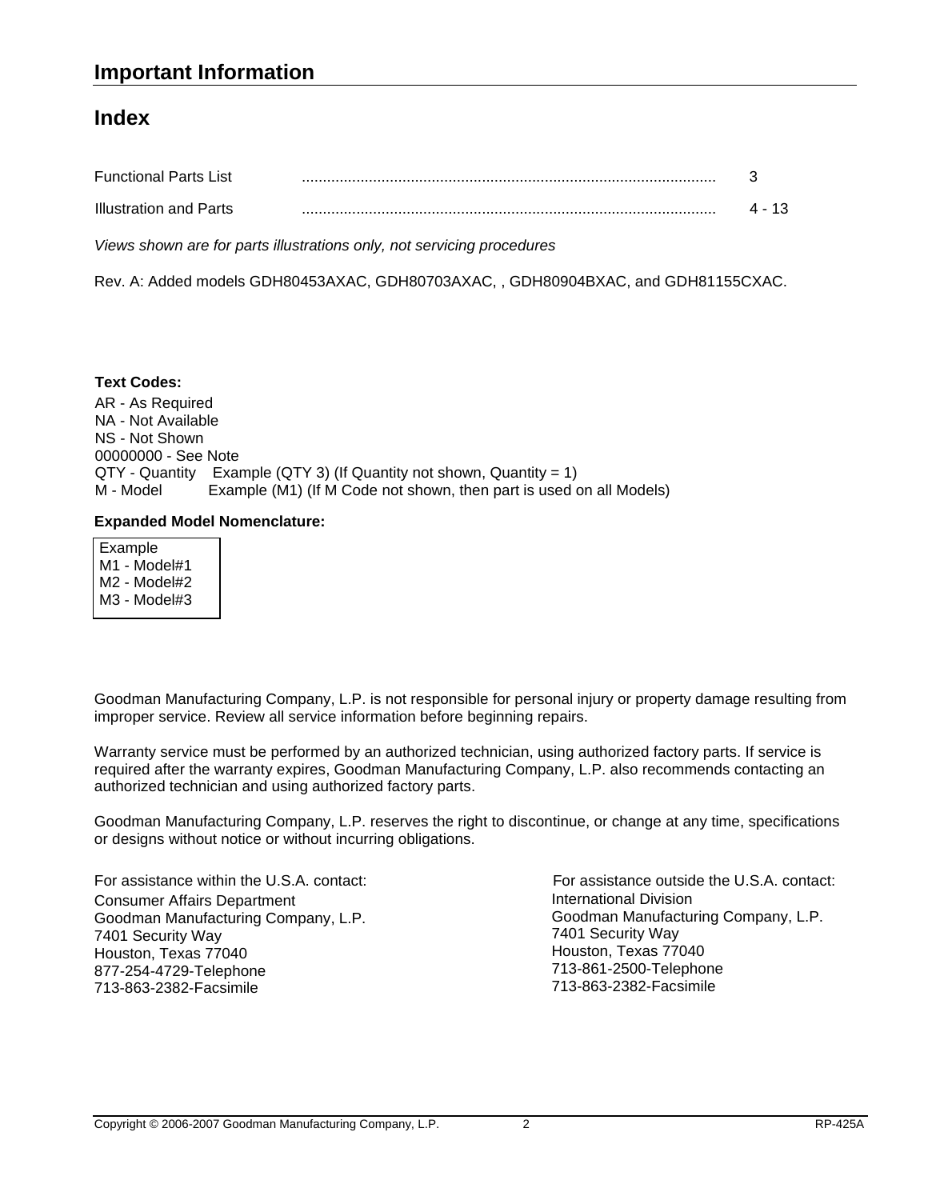## Important Information

## Index

| | | |
|---|---|---|
| Functional Parts List | .................................................................................................. | 3 |
| Illustration and Parts | .................................................................................................. | 4 - 13 |

*Views shown are for parts illustrations only, not servicing procedures*

Rev. A: Added models GDH80453AXAC, GDH80703AXAC, , GDH80904BXAC, and GDH81155CXAC.

**Text Codes:**

AR - As Required
NA - Not Available
NS - Not Shown
00000000 - See Note
QTY - Quantity Example (QTY 3) (If Quantity not shown, Quantity = 1)
M - Model Example (M1) (If M Code not shown, then part is used on all Models)

**Expanded Model Nomenclature:**

Example
M1 - Model#1
M2 - Model#2
M3 - Model#3

Goodman Manufacturing Company, L.P. is not responsible for personal injury or property damage resulting from improper service. Review all service information before beginning repairs.

Warranty service must be performed by an authorized technician, using authorized factory parts. If service is required after the warranty expires, Goodman Manufacturing Company, L.P. also recommends contacting an authorized technician and using authorized factory parts.

Goodman Manufacturing Company, L.P. reserves the right to discontinue, or change at any time, specifications or designs without notice or without incurring obligations.

For assistance within the U.S.A. contact:
Consumer Affairs Department
Goodman Manufacturing Company, L.P.
7401 Security Way
Houston, Texas 77040
877-254-4729-Telephone
713-863-2382-Facsimile

For assistance outside the U.S.A. contact:
International Division
Goodman Manufacturing Company, L.P.
7401 Security Way
Houston, Texas 77040
713-861-2500-Telephone
713-863-2382-Facsimile

Copyright © 2006-2007 Goodman Manufacturing Company, L.P. RP-425A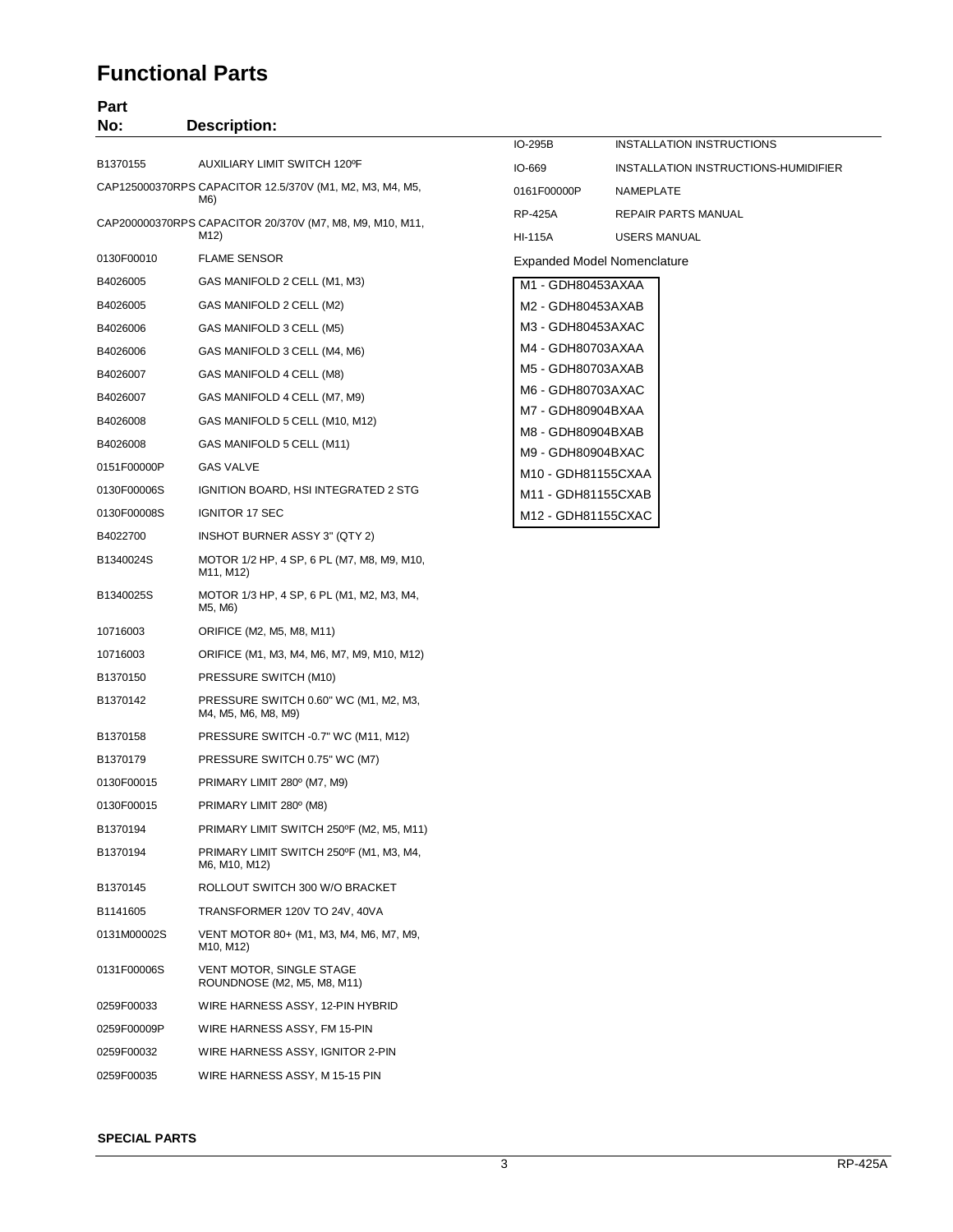# Functional Parts

| Part No: | Description: |
|---|---|
| B1370155 | AUXILIARY LIMIT SWITCH 120ºF |
| CAP125000370RPS | CAPACITOR 12.5/370V (M1, M2, M3, M4, M5, M6) |
| CAP200000370RPS | CAPACITOR 20/370V (M7, M8, M9, M10, M11, M12) |
| 0130F00010 | FLAME SENSOR |
| B4026005 | GAS MANIFOLD 2 CELL (M1, M3) |
| B4026005 | GAS MANIFOLD 2 CELL (M2) |
| B4026006 | GAS MANIFOLD 3 CELL (M5) |
| B4026006 | GAS MANIFOLD 3 CELL (M4, M6) |
| B4026007 | GAS MANIFOLD 4 CELL (M8) |
| B4026007 | GAS MANIFOLD 4 CELL (M7, M9) |
| B4026008 | GAS MANIFOLD 5 CELL (M10, M12) |
| B4026008 | GAS MANIFOLD 5 CELL (M11) |
| 0151F00000P | GAS VALVE |
| 0130F00006S | IGNITION BOARD, HSI INTEGRATED 2 STG |
| 0130F00008S | IGNITOR 17 SEC |
| B4022700 | INSHOT BURNER ASSY 3" (QTY 2) |
| B1340024S | MOTOR 1/2 HP, 4 SP, 6 PL (M7, M8, M9, M10, M11, M12) |
| B1340025S | MOTOR 1/3 HP, 4 SP, 6 PL (M1, M2, M3, M4, M5, M6) |
| 10716003 | ORIFICE (M2, M5, M8, M11) |
| 10716003 | ORIFICE (M1, M3, M4, M6, M7, M9, M10, M12) |
| B1370150 | PRESSURE SWITCH (M10) |
| B1370142 | PRESSURE SWITCH 0.60" WC (M1, M2, M3, M4, M5, M6, M8, M9) |
| B1370158 | PRESSURE SWITCH -0.7" WC (M11, M12) |
| B1370179 | PRESSURE SWITCH 0.75" WC (M7) |
| 0130F00015 | PRIMARY LIMIT 280º (M7, M9) |
| 0130F00015 | PRIMARY LIMIT 280º (M8) |
| B1370194 | PRIMARY LIMIT SWITCH 250ºF (M2, M5, M11) |
| B1370194 | PRIMARY LIMIT SWITCH 250ºF (M1, M3, M4, M6, M10, M12) |
| B1370145 | ROLLOUT SWITCH 300 W/O BRACKET |
| B1141605 | TRANSFORMER 120V TO 24V, 40VA |
| 0131M00002S | VENT MOTOR 80+ (M1, M3, M4, M6, M7, M9, M10, M12) |
| 0131F00006S | VENT MOTOR, SINGLE STAGE ROUNDNOSE (M2, M5, M8, M11) |
| 0259F00033 | WIRE HARNESS ASSY, 12-PIN HYBRID |
| 0259F00009P | WIRE HARNESS ASSY, FM 15-PIN |
| 0259F00032 | WIRE HARNESS ASSY, IGNITOR 2-PIN |
| 0259F00035 | WIRE HARNESS ASSY, M 15-15 PIN |

| Part No: | Description: |
|---|---|
| IO-295B | INSTALLATION INSTRUCTIONS |
| IO-669 | INSTALLATION INSTRUCTIONS-HUMIDIFIER |
| 0161F00000P | NAMEPLATE |
| RP-425A | REPAIR PARTS MANUAL |
| HI-115A | USERS MANUAL |

Expanded Model Nomenclature

- M1 - GDH80453AXAA
- M2 - GDH80453AXAB
- M3 - GDH80453AXAC
- M4 - GDH80703AXAA
- M5 - GDH80703AXAB
- M6 - GDH80703AXAC
- M7 - GDH80904BXAA
- M8 - GDH80904BXAB
- M9 - GDH80904BXAC
- M10 - GDH81155CXAA
- M11 - GDH81155CXAB
- M12 - GDH81155CXAC

**SPECIAL PARTS**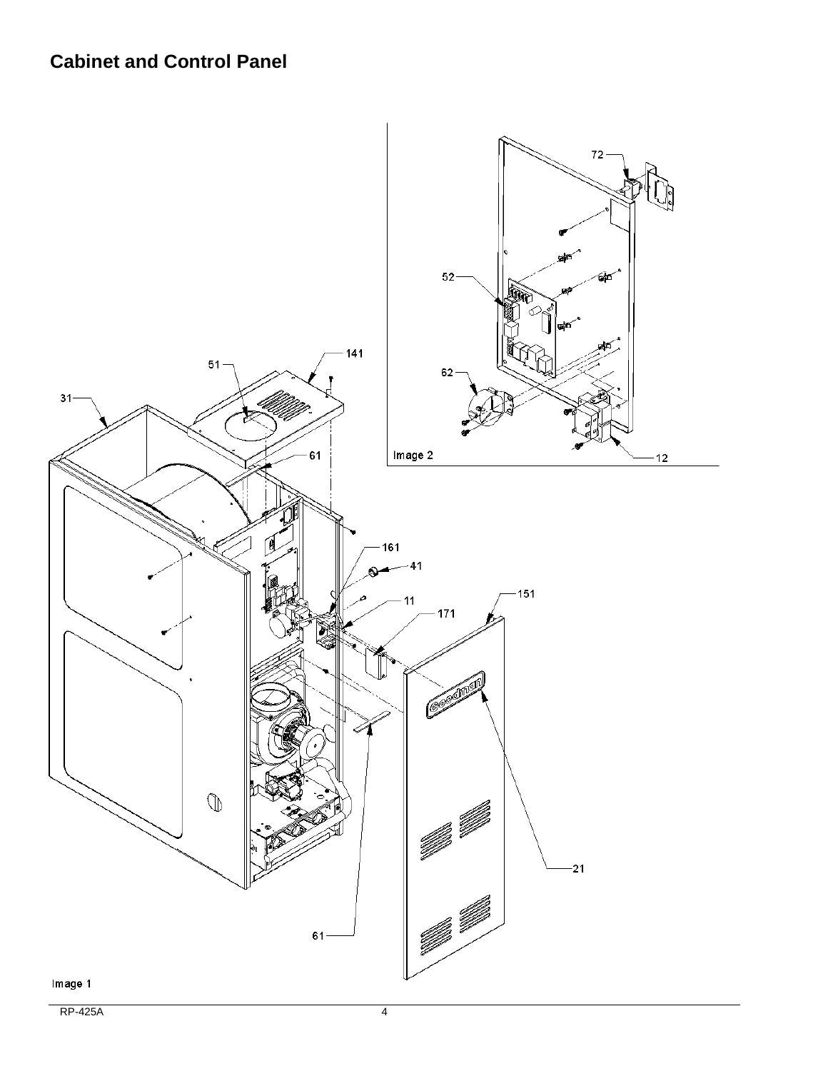## Cabinet and Control Panel

Image 2

Image 1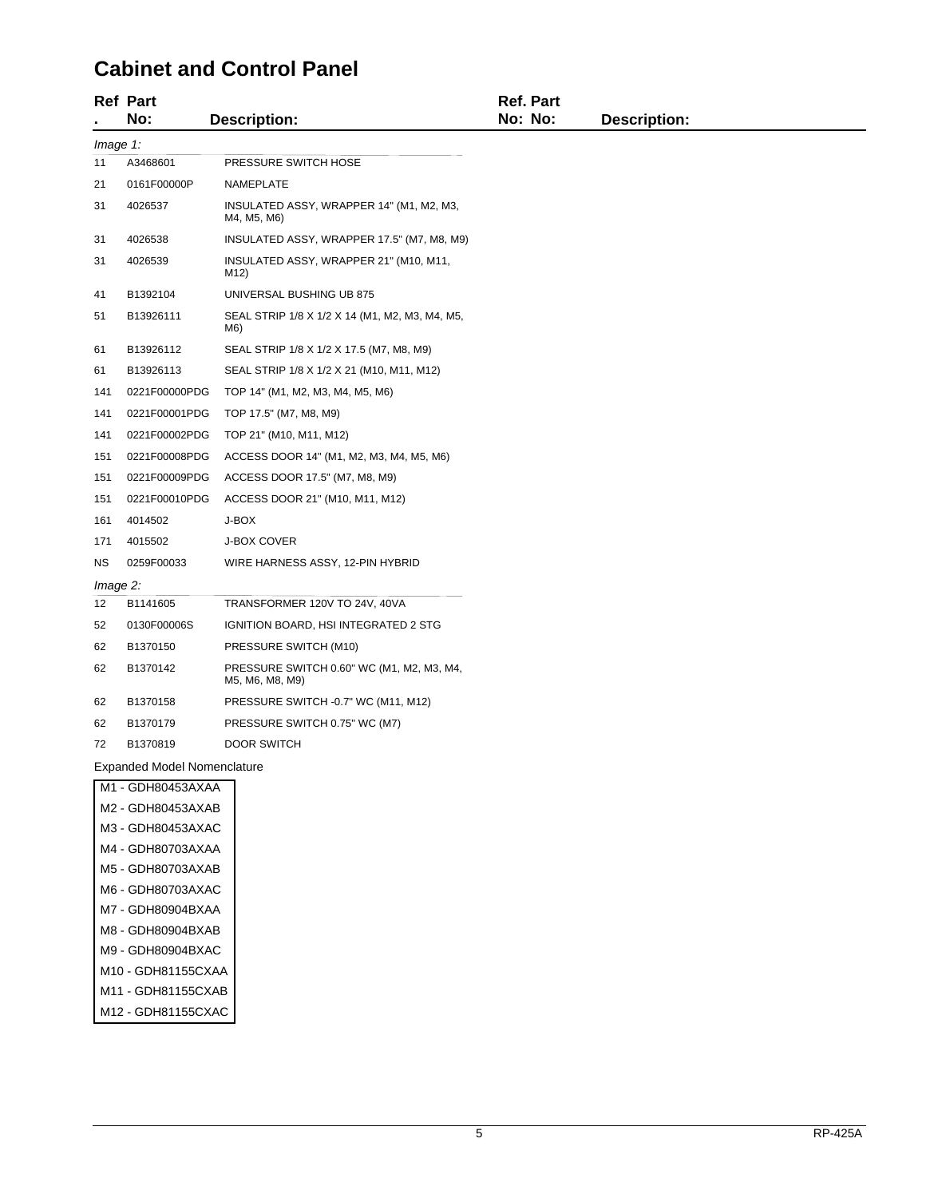# Cabinet and Control Panel

| Ref. | Part No: | Description: |
|---|---|---|
| *Image 1:* | | |
| 11 | A3468601 | PRESSURE SWITCH HOSE |
| 21 | 0161F00000P | NAMEPLATE |
| 31 | 4026537 | INSULATED ASSY, WRAPPER 14" (M1, M2, M3, M4, M5, M6) |
| 31 | 4026538 | INSULATED ASSY, WRAPPER 17.5" (M7, M8, M9) |
| 31 | 4026539 | INSULATED ASSY, WRAPPER 21" (M10, M11, M12) |
| 41 | B1392104 | UNIVERSAL BUSHING UB 875 |
| 51 | B13926111 | SEAL STRIP 1/8 X 1/2 X 14 (M1, M2, M3, M4, M5, M6) |
| 61 | B13926112 | SEAL STRIP 1/8 X 1/2 X 17.5 (M7, M8, M9) |
| 61 | B13926113 | SEAL STRIP 1/8 X 1/2 X 21 (M10, M11, M12) |
| 141 | 0221F00000PDG | TOP 14" (M1, M2, M3, M4, M5, M6) |
| 141 | 0221F00001PDG | TOP 17.5" (M7, M8, M9) |
| 141 | 0221F00002PDG | TOP 21" (M10, M11, M12) |
| 151 | 0221F00008PDG | ACCESS DOOR 14" (M1, M2, M3, M4, M5, M6) |
| 151 | 0221F00009PDG | ACCESS DOOR 17.5" (M7, M8, M9) |
| 151 | 0221F00010PDG | ACCESS DOOR 21" (M10, M11, M12) |
| 161 | 4014502 | J-BOX |
| 171 | 4015502 | J-BOX COVER |
| NS | 0259F00033 | WIRE HARNESS ASSY, 12-PIN HYBRID |
| *Image 2:* | | |
| 12 | B1141605 | TRANSFORMER 120V TO 24V, 40VA |
| 52 | 0130F00006S | IGNITION BOARD, HSI INTEGRATED 2 STG |
| 62 | B1370150 | PRESSURE SWITCH (M10) |
| 62 | B1370142 | PRESSURE SWITCH 0.60" WC (M1, M2, M3, M4, M5, M6, M8, M9) |
| 62 | B1370158 | PRESSURE SWITCH -0.7" WC (M11, M12) |
| 62 | B1370179 | PRESSURE SWITCH 0.75" WC (M7) |
| 72 | B1370819 | DOOR SWITCH |

Expanded Model Nomenclature

| Model |
|---|
| M1 - GDH80453AXAA |
| M2 - GDH80453AXAB |
| M3 - GDH80453AXAC |
| M4 - GDH80703AXAA |
| M5 - GDH80703AXAB |
| M6 - GDH80703AXAC |
| M7 - GDH80904BXAA |
| M8 - GDH80904BXAB |
| M9 - GDH80904BXAC |
| M10 - GDH81155CXAA |
| M11 - GDH81155CXAB |
| M12 - GDH81155CXAC |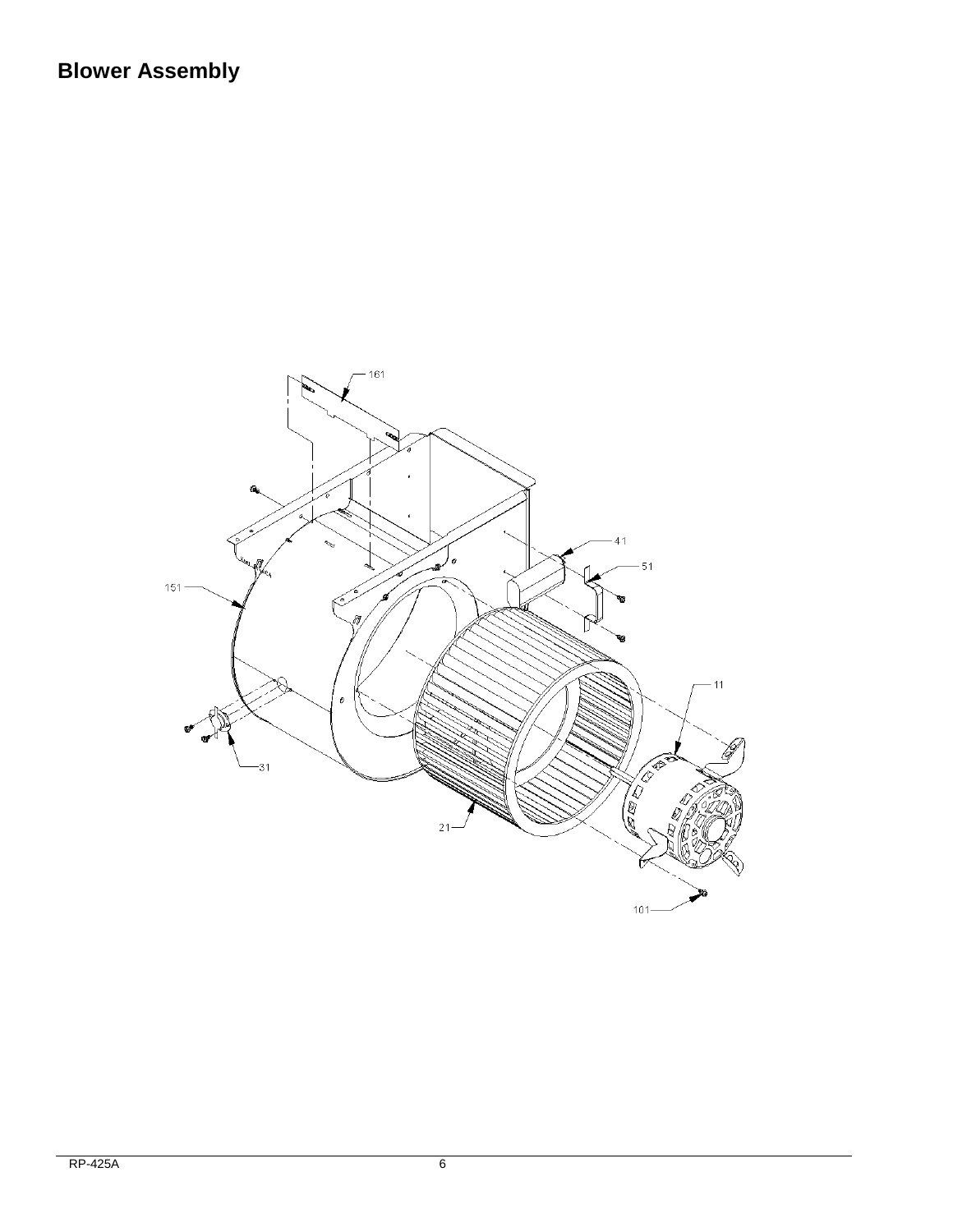# Blower Assembly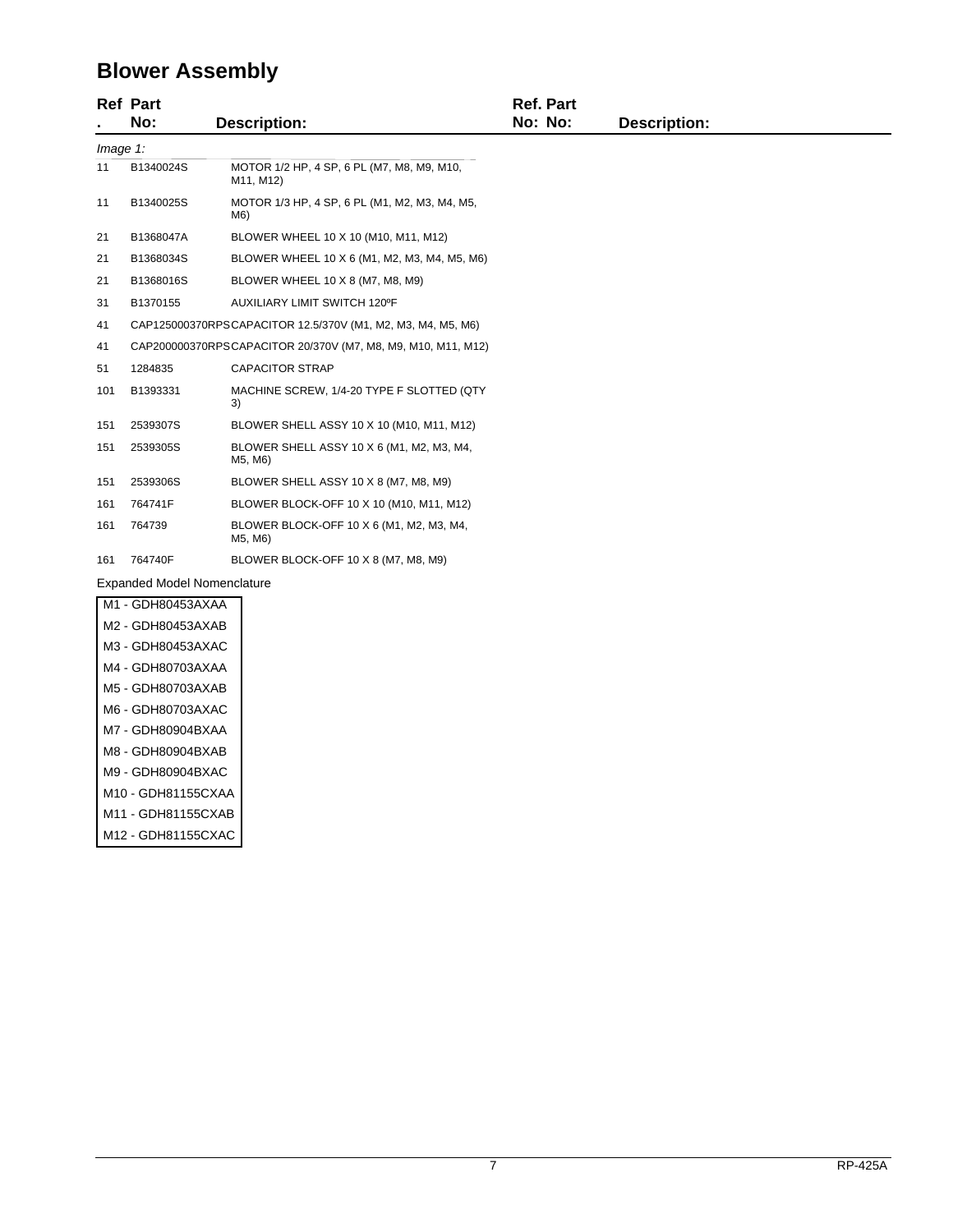# Blower Assembly

| Ref. | Part No: | Description: |
|---|---|---|
| *Image 1:* | | |
| 11 | B1340024S | MOTOR 1/2 HP, 4 SP, 6 PL (M7, M8, M9, M10, M11, M12) |
| 11 | B1340025S | MOTOR 1/3 HP, 4 SP, 6 PL (M1, M2, M3, M4, M5, M6) |
| 21 | B1368047A | BLOWER WHEEL 10 X 10 (M10, M11, M12) |
| 21 | B1368034S | BLOWER WHEEL 10 X 6 (M1, M2, M3, M4, M5, M6) |
| 21 | B1368016S | BLOWER WHEEL 10 X 8 (M7, M8, M9) |
| 31 | B1370155 | AUXILIARY LIMIT SWITCH 120ºF |
| 41 | CAP125000370RPS | CAPACITOR 12.5/370V (M1, M2, M3, M4, M5, M6) |
| 41 | CAP200000370RPS | CAPACITOR 20/370V (M7, M8, M9, M10, M11, M12) |
| 51 | 1284835 | CAPACITOR STRAP |
| 101 | B1393331 | MACHINE SCREW, 1/4-20 TYPE F SLOTTED (QTY 3) |
| 151 | 2539307S | BLOWER SHELL ASSY 10 X 10 (M10, M11, M12) |
| 151 | 2539305S | BLOWER SHELL ASSY 10 X 6 (M1, M2, M3, M4, M5, M6) |
| 151 | 2539306S | BLOWER SHELL ASSY 10 X 8 (M7, M8, M9) |
| 161 | 764741F | BLOWER BLOCK-OFF 10 X 10 (M10, M11, M12) |
| 161 | 764739 | BLOWER BLOCK-OFF 10 X 6 (M1, M2, M3, M4, M5, M6) |
| 161 | 764740F | BLOWER BLOCK-OFF 10 X 8 (M7, M8, M9) |

Expanded Model Nomenclature

| Model |
|---|
| M1 - GDH80453AXAA |
| M2 - GDH80453AXAB |
| M3 - GDH80453AXAC |
| M4 - GDH80703AXAA |
| M5 - GDH80703AXAB |
| M6 - GDH80703AXAC |
| M7 - GDH80904BXAA |
| M8 - GDH80904BXAB |
| M9 - GDH80904BXAC |
| M10 - GDH81155CXAA |
| M11 - GDH81155CXAB |
| M12 - GDH81155CXAC |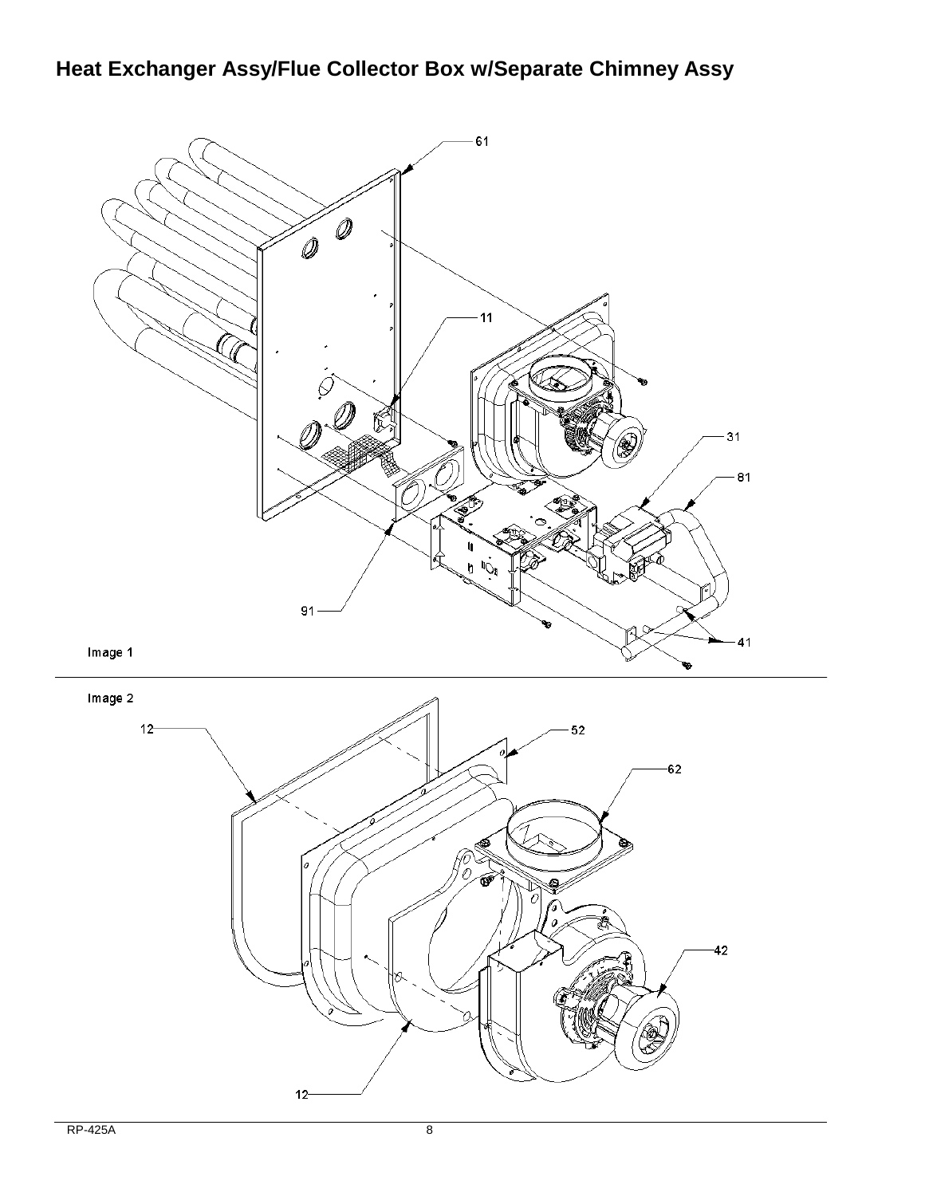# Heat Exchanger Assy/Flue Collector Box w/Separate Chimney Assy

61

11

31

81

91

41

Image 1

Image 2

12

52

62

42

12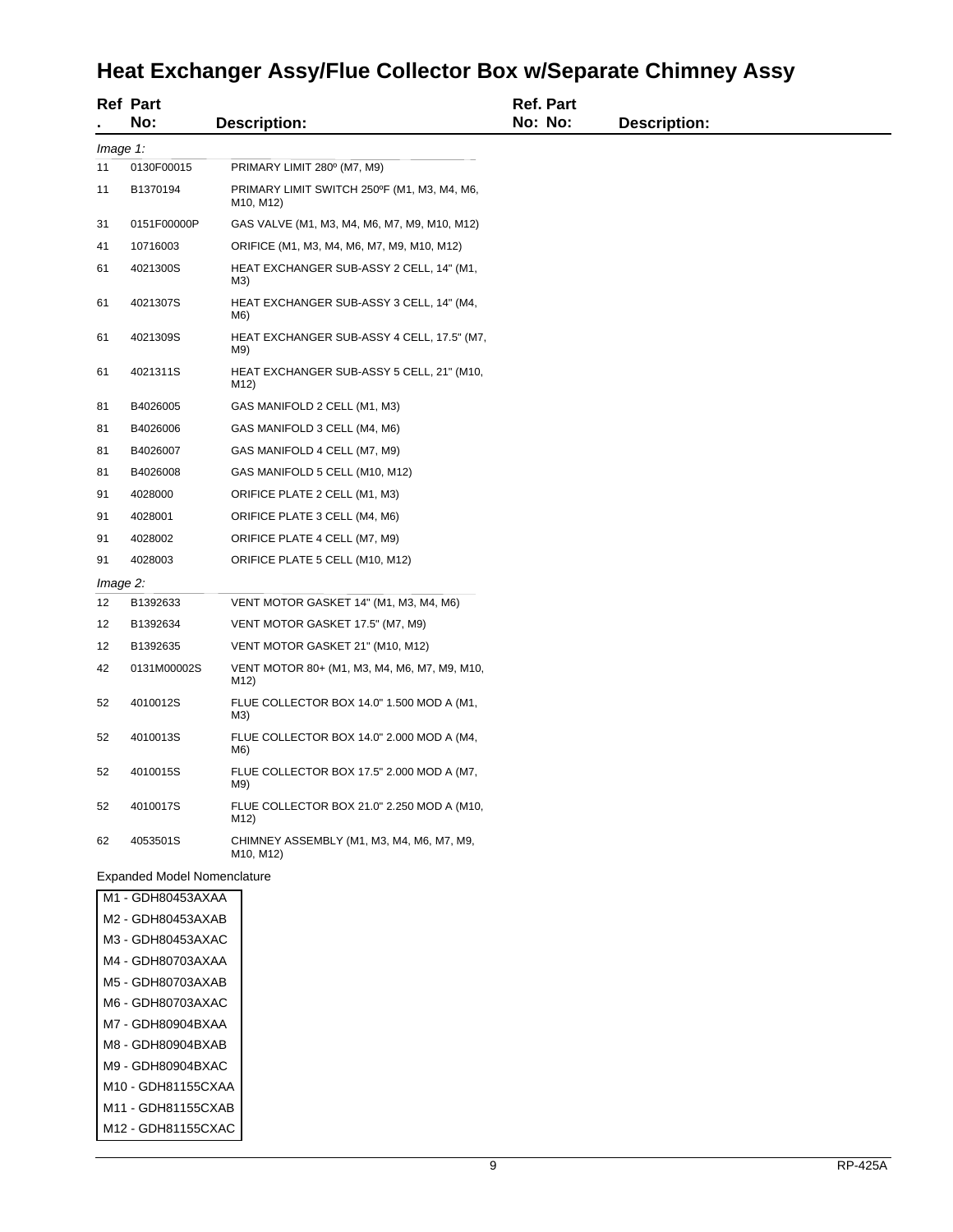# Heat Exchanger Assy/Flue Collector Box w/Separate Chimney Assy

| Ref. | Part No: | Description: |
|---|---|---|
| *Image 1:* | | |
| 11 | 0130F00015 | PRIMARY LIMIT 280º (M7, M9) |
| 11 | B1370194 | PRIMARY LIMIT SWITCH 250ºF (M1, M3, M4, M6, M10, M12) |
| 31 | 0151F00000P | GAS VALVE (M1, M3, M4, M6, M7, M9, M10, M12) |
| 41 | 10716003 | ORIFICE (M1, M3, M4, M6, M7, M9, M10, M12) |
| 61 | 4021300S | HEAT EXCHANGER SUB-ASSY 2 CELL, 14" (M1, M3) |
| 61 | 4021307S | HEAT EXCHANGER SUB-ASSY 3 CELL, 14" (M4, M6) |
| 61 | 4021309S | HEAT EXCHANGER SUB-ASSY 4 CELL, 17.5" (M7, M9) |
| 61 | 4021311S | HEAT EXCHANGER SUB-ASSY 5 CELL, 21" (M10, M12) |
| 81 | B4026005 | GAS MANIFOLD 2 CELL (M1, M3) |
| 81 | B4026006 | GAS MANIFOLD 3 CELL (M4, M6) |
| 81 | B4026007 | GAS MANIFOLD 4 CELL (M7, M9) |
| 81 | B4026008 | GAS MANIFOLD 5 CELL (M10, M12) |
| 91 | 4028000 | ORIFICE PLATE 2 CELL (M1, M3) |
| 91 | 4028001 | ORIFICE PLATE 3 CELL (M4, M6) |
| 91 | 4028002 | ORIFICE PLATE 4 CELL (M7, M9) |
| 91 | 4028003 | ORIFICE PLATE 5 CELL (M10, M12) |
| *Image 2:* | | |
| 12 | B1392633 | VENT MOTOR GASKET 14" (M1, M3, M4, M6) |
| 12 | B1392634 | VENT MOTOR GASKET 17.5" (M7, M9) |
| 12 | B1392635 | VENT MOTOR GASKET 21" (M10, M12) |
| 42 | 0131M00002S | VENT MOTOR 80+ (M1, M3, M4, M6, M7, M9, M10, M12) |
| 52 | 4010012S | FLUE COLLECTOR BOX 14.0" 1.500 MOD A (M1, M3) |
| 52 | 4010013S | FLUE COLLECTOR BOX 14.0" 2.000 MOD A (M4, M6) |
| 52 | 4010015S | FLUE COLLECTOR BOX 17.5" 2.000 MOD A (M7, M9) |
| 52 | 4010017S | FLUE COLLECTOR BOX 21.0" 2.250 MOD A (M10, M12) |
| 62 | 4053501S | CHIMNEY ASSEMBLY (M1, M3, M4, M6, M7, M9, M10, M12) |

Expanded Model Nomenclature

| |
|---|
| M1 - GDH80453AXAA |
| M2 - GDH80453AXAB |
| M3 - GDH80453AXAC |
| M4 - GDH80703AXAA |
| M5 - GDH80703AXAB |
| M6 - GDH80703AXAC |
| M7 - GDH80904BXAA |
| M8 - GDH80904BXAB |
| M9 - GDH80904BXAC |
| M10 - GDH81155CXAA |
| M11 - GDH81155CXAB |
| M12 - GDH81155CXAC |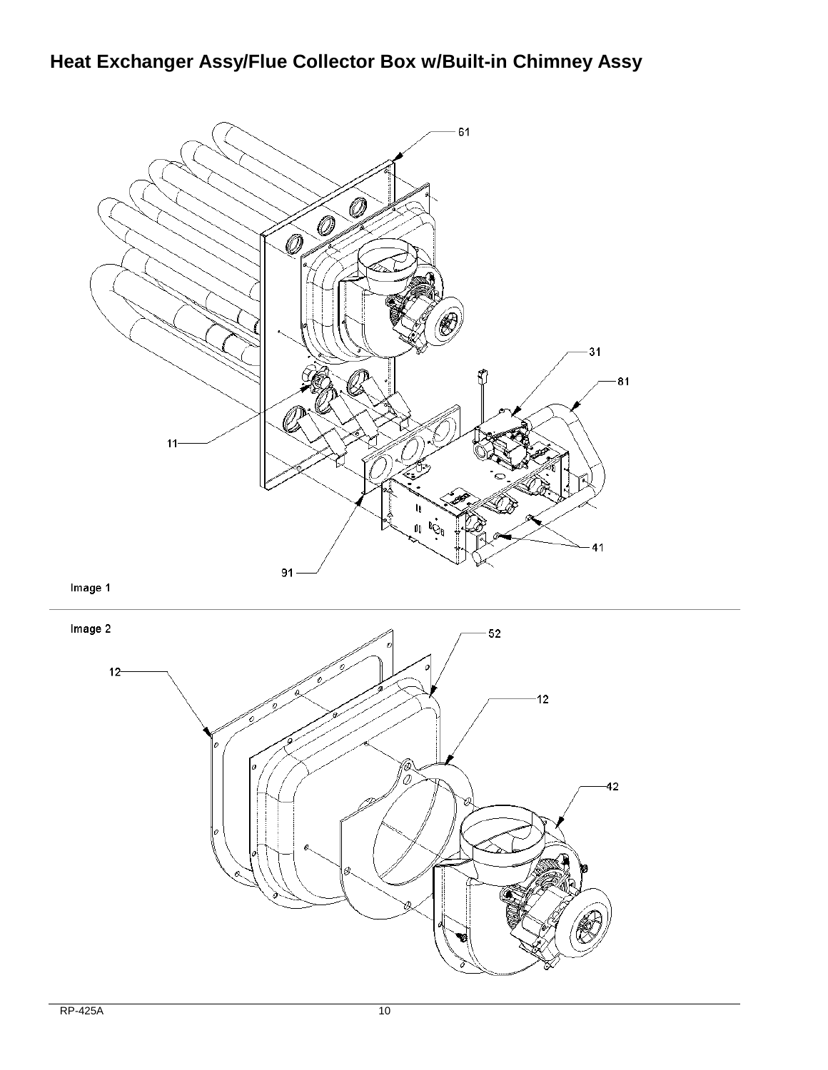# Heat Exchanger Assy/Flue Collector Box w/Built-in Chimney Assy

61

31

81

11

41

91

Image 1

Image 2

52

12

12

42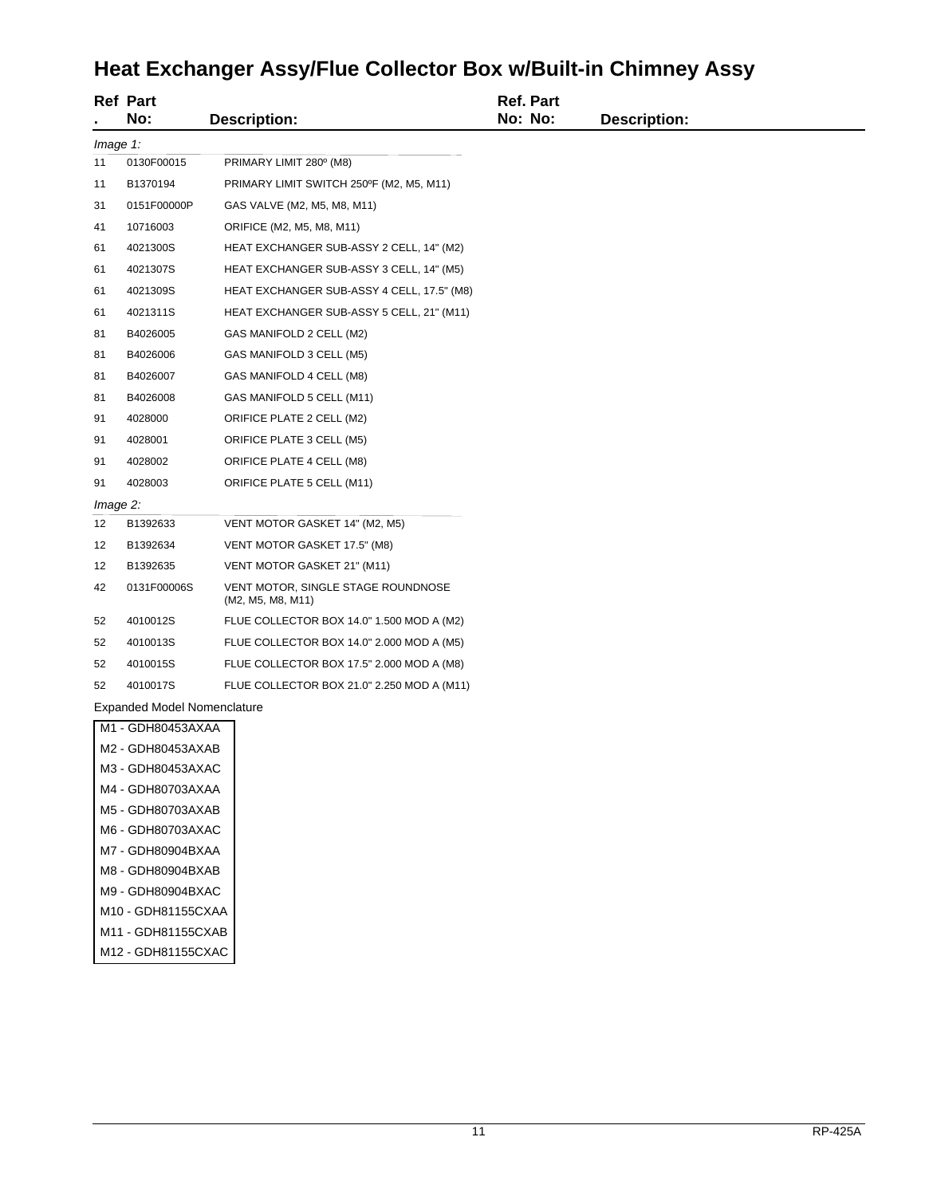# Heat Exchanger Assy/Flue Collector Box w/Built-in Chimney Assy

| Ref. | Part No: | Description: |
|---|---|---|
| *Image 1:* | | |
| 11 | 0130F00015 | PRIMARY LIMIT 280º (M8) |
| 11 | B1370194 | PRIMARY LIMIT SWITCH 250ºF (M2, M5, M11) |
| 31 | 0151F00000P | GAS VALVE (M2, M5, M8, M11) |
| 41 | 10716003 | ORIFICE (M2, M5, M8, M11) |
| 61 | 4021300S | HEAT EXCHANGER SUB-ASSY 2 CELL, 14" (M2) |
| 61 | 4021307S | HEAT EXCHANGER SUB-ASSY 3 CELL, 14" (M5) |
| 61 | 4021309S | HEAT EXCHANGER SUB-ASSY 4 CELL, 17.5" (M8) |
| 61 | 4021311S | HEAT EXCHANGER SUB-ASSY 5 CELL, 21" (M11) |
| 81 | B4026005 | GAS MANIFOLD 2 CELL (M2) |
| 81 | B4026006 | GAS MANIFOLD 3 CELL (M5) |
| 81 | B4026007 | GAS MANIFOLD 4 CELL (M8) |
| 81 | B4026008 | GAS MANIFOLD 5 CELL (M11) |
| 91 | 4028000 | ORIFICE PLATE 2 CELL (M2) |
| 91 | 4028001 | ORIFICE PLATE 3 CELL (M5) |
| 91 | 4028002 | ORIFICE PLATE 4 CELL (M8) |
| 91 | 4028003 | ORIFICE PLATE 5 CELL (M11) |
| *Image 2:* | | |
| 12 | B1392633 | VENT MOTOR GASKET 14" (M2, M5) |
| 12 | B1392634 | VENT MOTOR GASKET 17.5" (M8) |
| 12 | B1392635 | VENT MOTOR GASKET 21" (M11) |
| 42 | 0131F00006S | VENT MOTOR, SINGLE STAGE ROUNDNOSE (M2, M5, M8, M11) |
| 52 | 4010012S | FLUE COLLECTOR BOX 14.0" 1.500 MOD A (M2) |
| 52 | 4010013S | FLUE COLLECTOR BOX 14.0" 2.000 MOD A (M5) |
| 52 | 4010015S | FLUE COLLECTOR BOX 17.5" 2.000 MOD A (M8) |
| 52 | 4010017S | FLUE COLLECTOR BOX 21.0" 2.250 MOD A (M11) |

Expanded Model Nomenclature

| |
|---|
| M1 - GDH80453AXAA |
| M2 - GDH80453AXAB |
| M3 - GDH80453AXAC |
| M4 - GDH80703AXAA |
| M5 - GDH80703AXAB |
| M6 - GDH80703AXAC |
| M7 - GDH80904BXAA |
| M8 - GDH80904BXAB |
| M9 - GDH80904BXAC |
| M10 - GDH81155CXAA |
| M11 - GDH81155CXAB |
| M12 - GDH81155CXAC |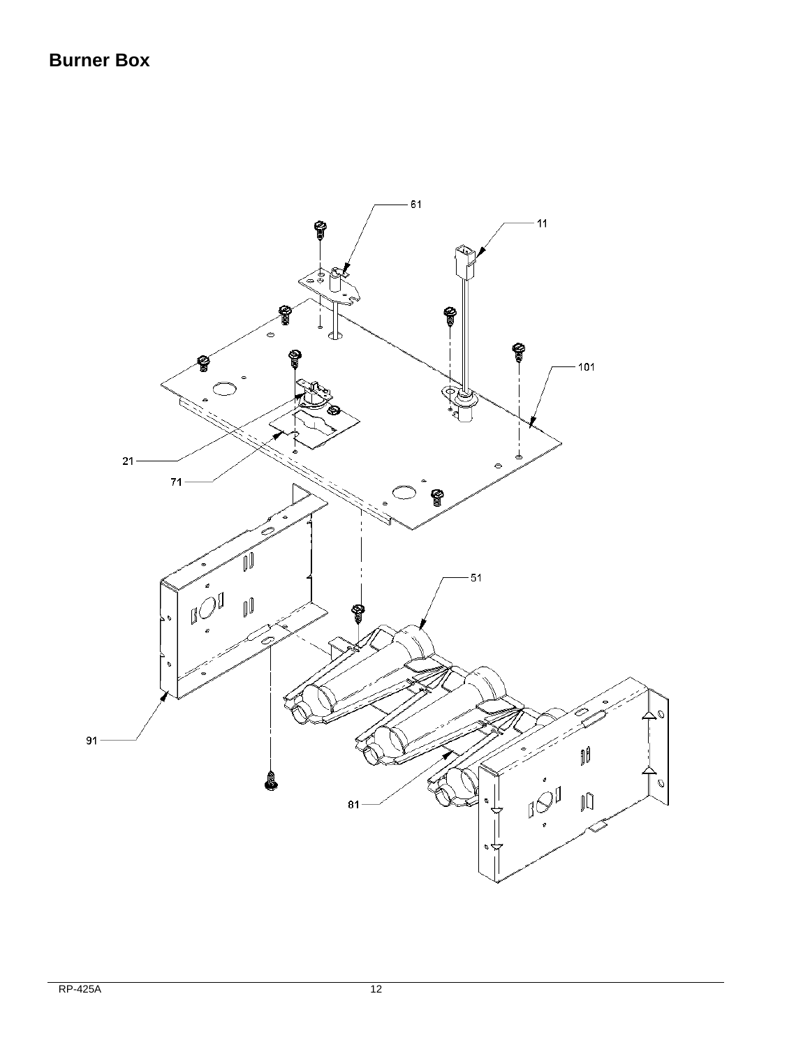## Burner Box

61

11

101

21

71

51

91

81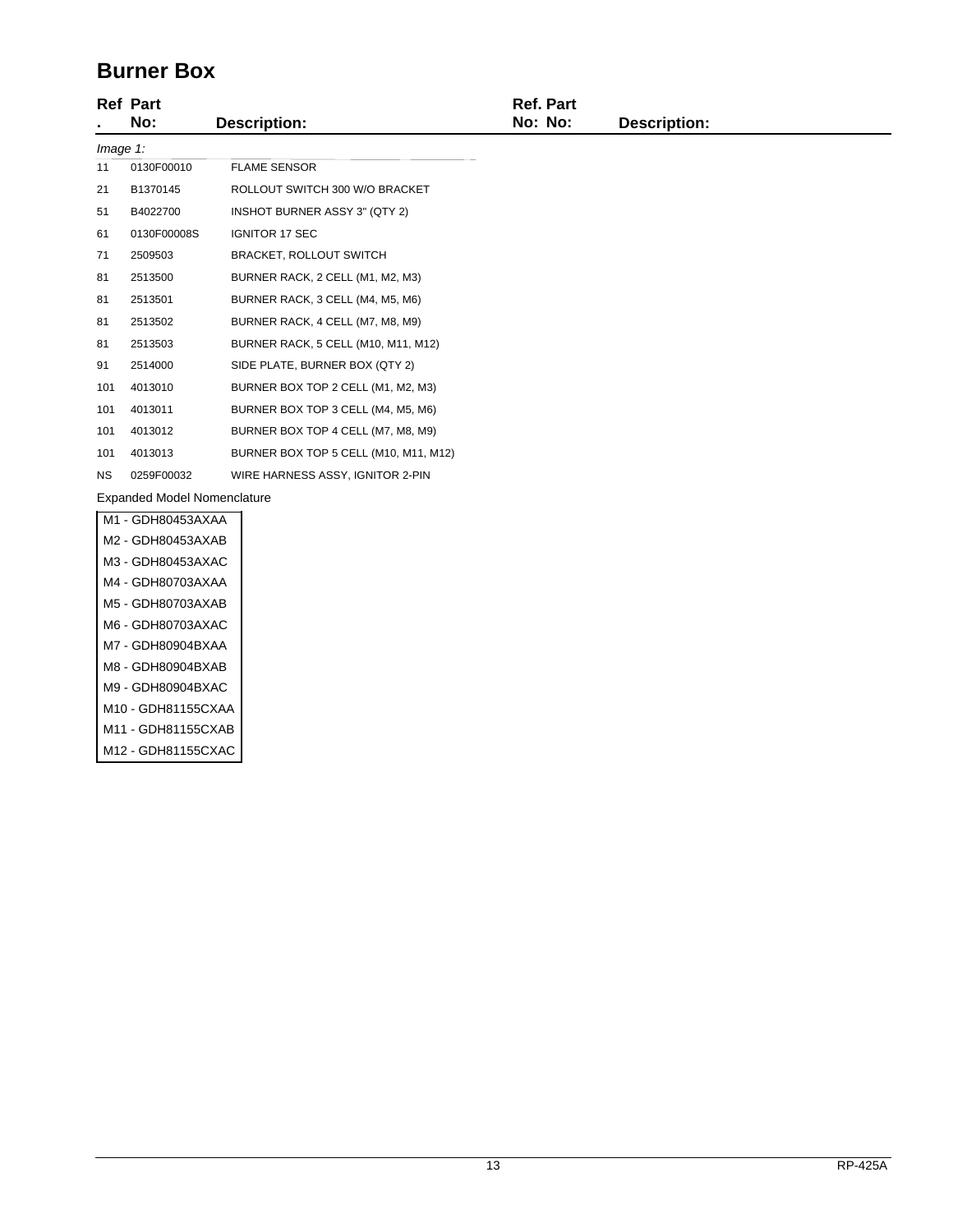# Burner Box

| Ref. | Part No: | Description: |
|---|---|---|
| *Image 1:* | | |
| 11 | 0130F00010 | FLAME SENSOR |
| 21 | B1370145 | ROLLOUT SWITCH 300 W/O BRACKET |
| 51 | B4022700 | INSHOT BURNER ASSY 3" (QTY 2) |
| 61 | 0130F00008S | IGNITOR 17 SEC |
| 71 | 2509503 | BRACKET, ROLLOUT SWITCH |
| 81 | 2513500 | BURNER RACK, 2 CELL (M1, M2, M3) |
| 81 | 2513501 | BURNER RACK, 3 CELL (M4, M5, M6) |
| 81 | 2513502 | BURNER RACK, 4 CELL (M7, M8, M9) |
| 81 | 2513503 | BURNER RACK, 5 CELL (M10, M11, M12) |
| 91 | 2514000 | SIDE PLATE, BURNER BOX (QTY 2) |
| 101 | 4013010 | BURNER BOX TOP 2 CELL (M1, M2, M3) |
| 101 | 4013011 | BURNER BOX TOP 3 CELL (M4, M5, M6) |
| 101 | 4013012 | BURNER BOX TOP 4 CELL (M7, M8, M9) |
| 101 | 4013013 | BURNER BOX TOP 5 CELL (M10, M11, M12) |
| NS | 0259F00032 | WIRE HARNESS ASSY, IGNITOR 2-PIN |

Expanded Model Nomenclature

| |
|---|
| M1 - GDH80453AXAA |
| M2 - GDH80453AXAB |
| M3 - GDH80453AXAC |
| M4 - GDH80703AXAA |
| M5 - GDH80703AXAB |
| M6 - GDH80703AXAC |
| M7 - GDH80904BXAA |
| M8 - GDH80904BXAB |
| M9 - GDH80904BXAC |
| M10 - GDH81155CXAA |
| M11 - GDH81155CXAB |
| M12 - GDH81155CXAC |